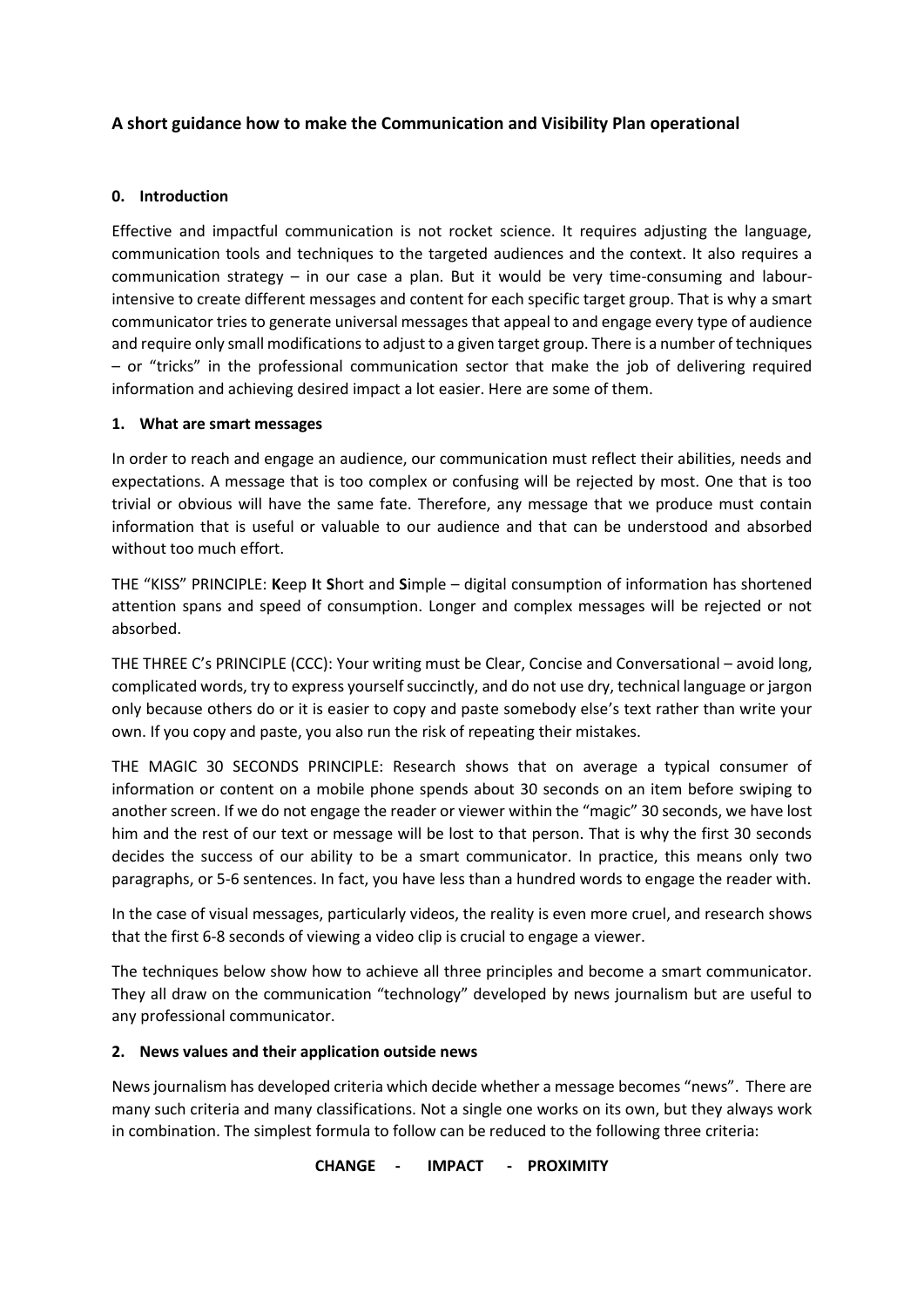# A short guidance how to make the Communication and Visibility Plan operational

## 0. Introduction

Effective and impactful communication is not rocket science. It requires adjusting the language, communication tools and techniques to the targeted audiences and the context. It also requires a communication strategy – in our case a plan. But it would be very time-consuming and labour-intensive to create different messages and content for each specific target group. That is why a smart communicator tries to generate universal messages that appeal to and engage every type of audience and require only small modifications to adjust to a given target group. There is a number of techniques – or "tricks" in the professional communication sector that make the job of delivering required information and achieving desired impact a lot easier. Here are some of them.

## 1. What are smart messages

In order to reach and engage an audience, our communication must reflect their abilities, needs and expectations. A message that is too complex or confusing will be rejected by most. One that is too trivial or obvious will have the same fate. Therefore, any message that we produce must contain information that is useful or valuable to our audience and that can be understood and absorbed without too much effort.

THE "KISS" PRINCIPLE: **K**eep **I**t **S**hort and **S**imple – digital consumption of information has shortened attention spans and speed of consumption. Longer and complex messages will be rejected or not absorbed.

THE THREE C's PRINCIPLE (CCC): Your writing must be Clear, Concise and Conversational – avoid long, complicated words, try to express yourself succinctly, and do not use dry, technical language or jargon only because others do or it is easier to copy and paste somebody else's text rather than write your own. If you copy and paste, you also run the risk of repeating their mistakes.

THE MAGIC 30 SECONDS PRINCIPLE: Research shows that on average a typical consumer of information or content on a mobile phone spends about 30 seconds on an item before swiping to another screen. If we do not engage the reader or viewer within the "magic" 30 seconds, we have lost him and the rest of our text or message will be lost to that person. That is why the first 30 seconds decides the success of our ability to be a smart communicator. In practice, this means only two paragraphs, or 5-6 sentences. In fact, you have less than a hundred words to engage the reader with.

In the case of visual messages, particularly videos, the reality is even more cruel, and research shows that the first 6-8 seconds of viewing a video clip is crucial to engage a viewer.

The techniques below show how to achieve all three principles and become a smart communicator. They all draw on the communication "technology" developed by news journalism but are useful to any professional communicator.

## 2. News values and their application outside news

News journalism has developed criteria which decide whether a message becomes "news". There are many such criteria and many classifications. Not a single one works on its own, but they always work in combination. The simplest formula to follow can be reduced to the following three criteria:

**CHANGE - IMPACT - PROXIMITY**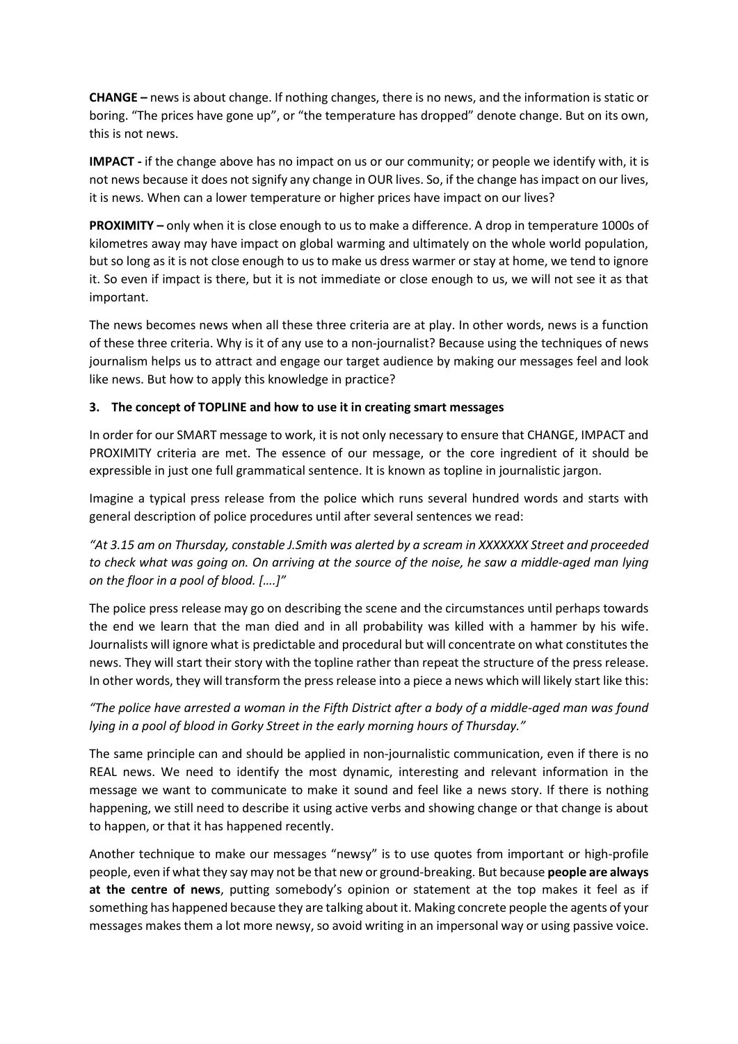**CHANGE –** news is about change. If nothing changes, there is no news, and the information is static or boring. "The prices have gone up", or "the temperature has dropped" denote change. But on its own, this is not news.

**IMPACT -** if the change above has no impact on us or our community; or people we identify with, it is not news because it does not signify any change in OUR lives. So, if the change has impact on our lives, it is news. When can a lower temperature or higher prices have impact on our lives?

**PROXIMITY –** only when it is close enough to us to make a difference. A drop in temperature 1000s of kilometres away may have impact on global warming and ultimately on the whole world population, but so long as it is not close enough to us to make us dress warmer or stay at home, we tend to ignore it. So even if impact is there, but it is not immediate or close enough to us, we will not see it as that important.

The news becomes news when all these three criteria are at play. In other words, news is a function of these three criteria. Why is it of any use to a non-journalist? Because using the techniques of news journalism helps us to attract and engage our target audience by making our messages feel and look like news. But how to apply this knowledge in practice?

## 3. The concept of TOPLINE and how to use it in creating smart messages

In order for our SMART message to work, it is not only necessary to ensure that CHANGE, IMPACT and PROXIMITY criteria are met. The essence of our message, or the core ingredient of it should be expressible in just one full grammatical sentence. It is known as topline in journalistic jargon.

Imagine a typical press release from the police which runs several hundred words and starts with general description of police procedures until after several sentences we read:

*"At 3.15 am on Thursday, constable J.Smith was alerted by a scream in XXXXXXX Street and proceeded to check what was going on. On arriving at the source of the noise, he saw a middle-aged man lying on the floor in a pool of blood. [….]"*

The police press release may go on describing the scene and the circumstances until perhaps towards the end we learn that the man died and in all probability was killed with a hammer by his wife. Journalists will ignore what is predictable and procedural but will concentrate on what constitutes the news. They will start their story with the topline rather than repeat the structure of the press release. In other words, they will transform the press release into a piece a news which will likely start like this:

*"The police have arrested a woman in the Fifth District after a body of a middle-aged man was found lying in a pool of blood in Gorky Street in the early morning hours of Thursday."*

The same principle can and should be applied in non-journalistic communication, even if there is no REAL news. We need to identify the most dynamic, interesting and relevant information in the message we want to communicate to make it sound and feel like a news story. If there is nothing happening, we still need to describe it using active verbs and showing change or that change is about to happen, or that it has happened recently.

Another technique to make our messages "newsy" is to use quotes from important or high-profile people, even if what they say may not be that new or ground-breaking. But because **people are always at the centre of news**, putting somebody's opinion or statement at the top makes it feel as if something has happened because they are talking about it. Making concrete people the agents of your messages makes them a lot more newsy, so avoid writing in an impersonal way or using passive voice.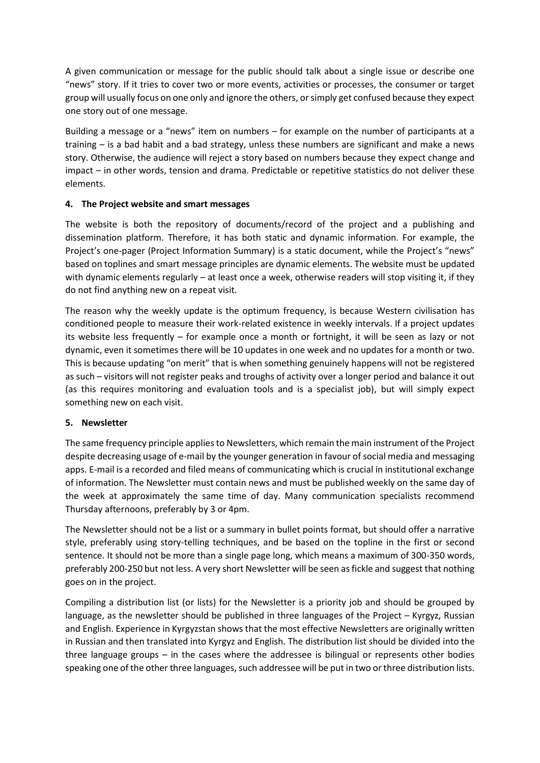A given communication or message for the public should talk about a single issue or describe one "news" story. If it tries to cover two or more events, activities or processes, the consumer or target group will usually focus on one only and ignore the others, or simply get confused because they expect one story out of one message.

Building a message or a "news" item on numbers – for example on the number of participants at a training – is a bad habit and a bad strategy, unless these numbers are significant and make a news story. Otherwise, the audience will reject a story based on numbers because they expect change and impact – in other words, tension and drama. Predictable or repetitive statistics do not deliver these elements.

## 4. The Project website and smart messages

The website is both the repository of documents/record of the project and a publishing and dissemination platform. Therefore, it has both static and dynamic information. For example, the Project's one-pager (Project Information Summary) is a static document, while the Project's "news" based on toplines and smart message principles are dynamic elements. The website must be updated with dynamic elements regularly – at least once a week, otherwise readers will stop visiting it, if they do not find anything new on a repeat visit.

The reason why the weekly update is the optimum frequency, is because Western civilisation has conditioned people to measure their work-related existence in weekly intervals. If a project updates its website less frequently – for example once a month or fortnight, it will be seen as lazy or not dynamic, even it sometimes there will be 10 updates in one week and no updates for a month or two. This is because updating "on merit" that is when something genuinely happens will not be registered as such – visitors will not register peaks and troughs of activity over a longer period and balance it out (as this requires monitoring and evaluation tools and is a specialist job), but will simply expect something new on each visit.

## 5. Newsletter

The same frequency principle applies to Newsletters, which remain the main instrument of the Project despite decreasing usage of e-mail by the younger generation in favour of social media and messaging apps. E-mail is a recorded and filed means of communicating which is crucial in institutional exchange of information. The Newsletter must contain news and must be published weekly on the same day of the week at approximately the same time of day. Many communication specialists recommend Thursday afternoons, preferably by 3 or 4pm.

The Newsletter should not be a list or a summary in bullet points format, but should offer a narrative style, preferably using story-telling techniques, and be based on the topline in the first or second sentence. It should not be more than a single page long, which means a maximum of 300-350 words, preferably 200-250 but not less. A very short Newsletter will be seen as fickle and suggest that nothing goes on in the project.

Compiling a distribution list (or lists) for the Newsletter is a priority job and should be grouped by language, as the newsletter should be published in three languages of the Project – Kyrgyz, Russian and English. Experience in Kyrgyzstan shows that the most effective Newsletters are originally written in Russian and then translated into Kyrgyz and English. The distribution list should be divided into the three language groups – in the cases where the addressee is bilingual or represents other bodies speaking one of the other three languages, such addressee will be put in two or three distribution lists.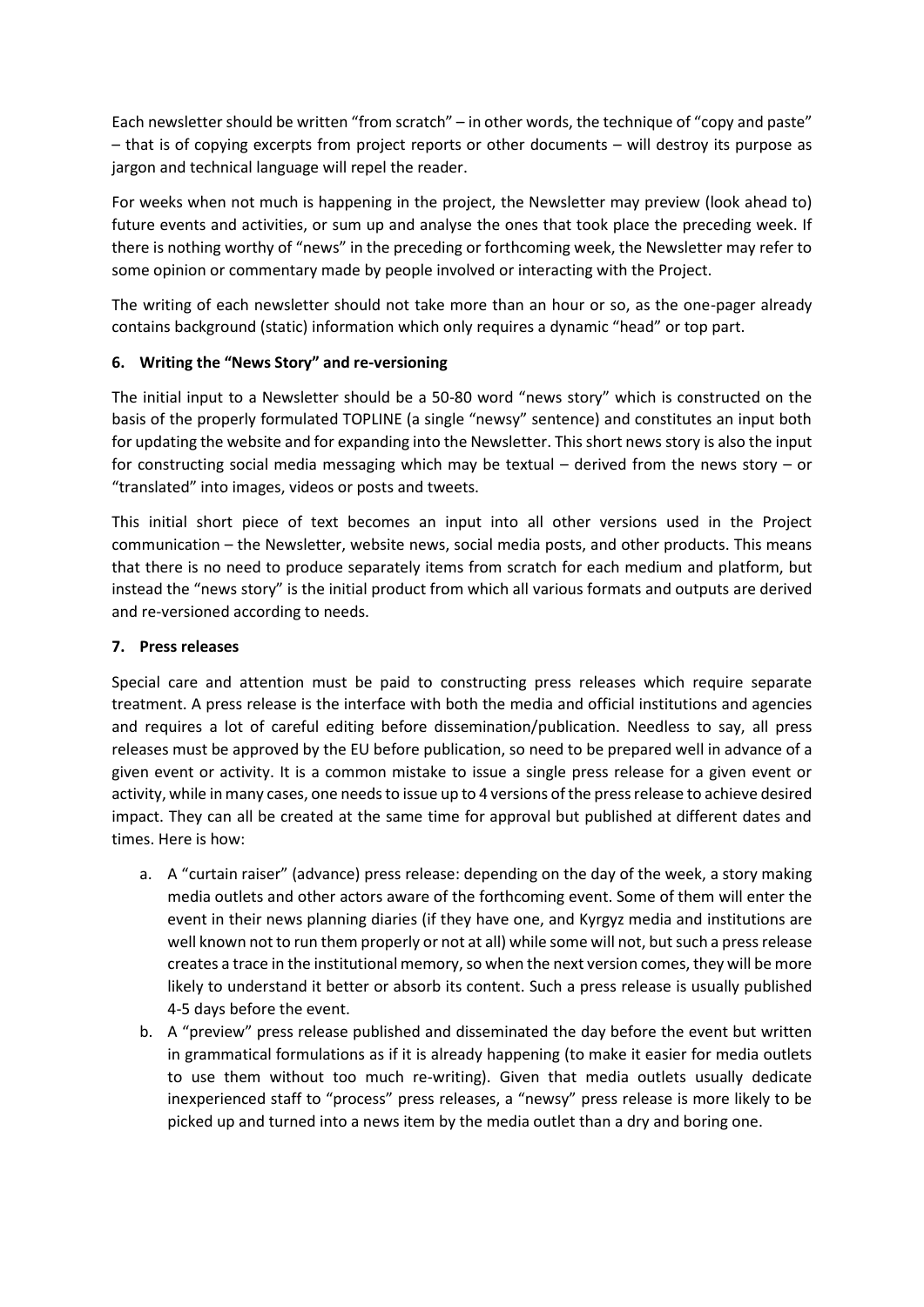Each newsletter should be written "from scratch" – in other words, the technique of "copy and paste" – that is of copying excerpts from project reports or other documents – will destroy its purpose as jargon and technical language will repel the reader.

For weeks when not much is happening in the project, the Newsletter may preview (look ahead to) future events and activities, or sum up and analyse the ones that took place the preceding week. If there is nothing worthy of "news" in the preceding or forthcoming week, the Newsletter may refer to some opinion or commentary made by people involved or interacting with the Project.

The writing of each newsletter should not take more than an hour or so, as the one-pager already contains background (static) information which only requires a dynamic "head" or top part.

## 6. Writing the "News Story" and re-versioning

The initial input to a Newsletter should be a 50-80 word "news story" which is constructed on the basis of the properly formulated TOPLINE (a single "newsy" sentence) and constitutes an input both for updating the website and for expanding into the Newsletter. This short news story is also the input for constructing social media messaging which may be textual – derived from the news story – or "translated" into images, videos or posts and tweets.

This initial short piece of text becomes an input into all other versions used in the Project communication – the Newsletter, website news, social media posts, and other products. This means that there is no need to produce separately items from scratch for each medium and platform, but instead the "news story" is the initial product from which all various formats and outputs are derived and re-versioned according to needs.

## 7. Press releases

Special care and attention must be paid to constructing press releases which require separate treatment. A press release is the interface with both the media and official institutions and agencies and requires a lot of careful editing before dissemination/publication. Needless to say, all press releases must be approved by the EU before publication, so need to be prepared well in advance of a given event or activity. It is a common mistake to issue a single press release for a given event or activity, while in many cases, one needs to issue up to 4 versions of the press release to achieve desired impact. They can all be created at the same time for approval but published at different dates and times. Here is how:

a. A "curtain raiser" (advance) press release: depending on the day of the week, a story making media outlets and other actors aware of the forthcoming event. Some of them will enter the event in their news planning diaries (if they have one, and Kyrgyz media and institutions are well known not to run them properly or not at all) while some will not, but such a press release creates a trace in the institutional memory, so when the next version comes, they will be more likely to understand it better or absorb its content. Such a press release is usually published 4-5 days before the event.

b. A "preview" press release published and disseminated the day before the event but written in grammatical formulations as if it is already happening (to make it easier for media outlets to use them without too much re-writing). Given that media outlets usually dedicate inexperienced staff to "process" press releases, a "newsy" press release is more likely to be picked up and turned into a news item by the media outlet than a dry and boring one.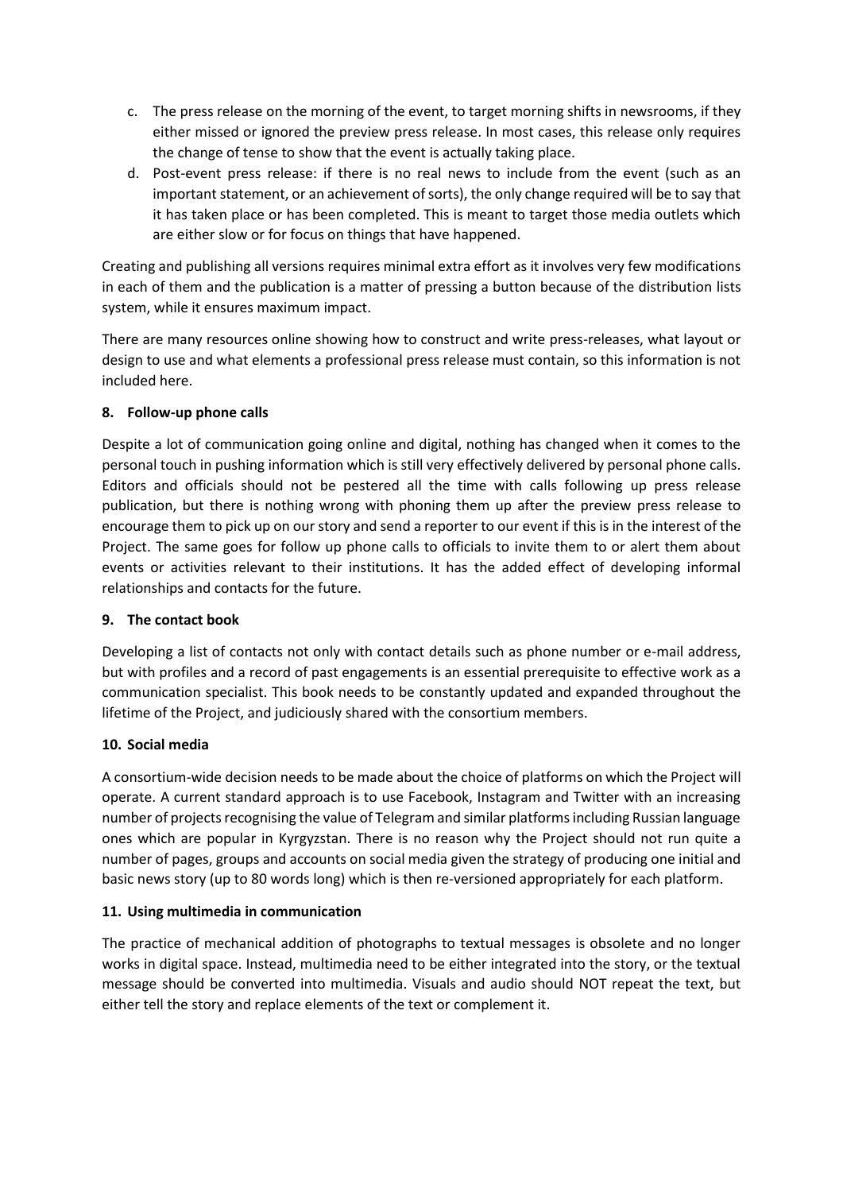c. The press release on the morning of the event, to target morning shifts in newsrooms, if they either missed or ignored the preview press release. In most cases, this release only requires the change of tense to show that the event is actually taking place.
d. Post-event press release: if there is no real news to include from the event (such as an important statement, or an achievement of sorts), the only change required will be to say that it has taken place or has been completed. This is meant to target those media outlets which are either slow or for focus on things that have happened.

Creating and publishing all versions requires minimal extra effort as it involves very few modifications in each of them and the publication is a matter of pressing a button because of the distribution lists system, while it ensures maximum impact.

There are many resources online showing how to construct and write press-releases, what layout or design to use and what elements a professional press release must contain, so this information is not included here.

### 8. Follow-up phone calls

Despite a lot of communication going online and digital, nothing has changed when it comes to the personal touch in pushing information which is still very effectively delivered by personal phone calls. Editors and officials should not be pestered all the time with calls following up press release publication, but there is nothing wrong with phoning them up after the preview press release to encourage them to pick up on our story and send a reporter to our event if this is in the interest of the Project. The same goes for follow up phone calls to officials to invite them to or alert them about events or activities relevant to their institutions. It has the added effect of developing informal relationships and contacts for the future.

### 9. The contact book

Developing a list of contacts not only with contact details such as phone number or e-mail address, but with profiles and a record of past engagements is an essential prerequisite to effective work as a communication specialist. This book needs to be constantly updated and expanded throughout the lifetime of the Project, and judiciously shared with the consortium members.

### 10. Social media

A consortium-wide decision needs to be made about the choice of platforms on which the Project will operate. A current standard approach is to use Facebook, Instagram and Twitter with an increasing number of projects recognising the value of Telegram and similar platforms including Russian language ones which are popular in Kyrgyzstan. There is no reason why the Project should not run quite a number of pages, groups and accounts on social media given the strategy of producing one initial and basic news story (up to 80 words long) which is then re-versioned appropriately for each platform.

### 11. Using multimedia in communication

The practice of mechanical addition of photographs to textual messages is obsolete and no longer works in digital space. Instead, multimedia need to be either integrated into the story, or the textual message should be converted into multimedia. Visuals and audio should NOT repeat the text, but either tell the story and replace elements of the text or complement it.